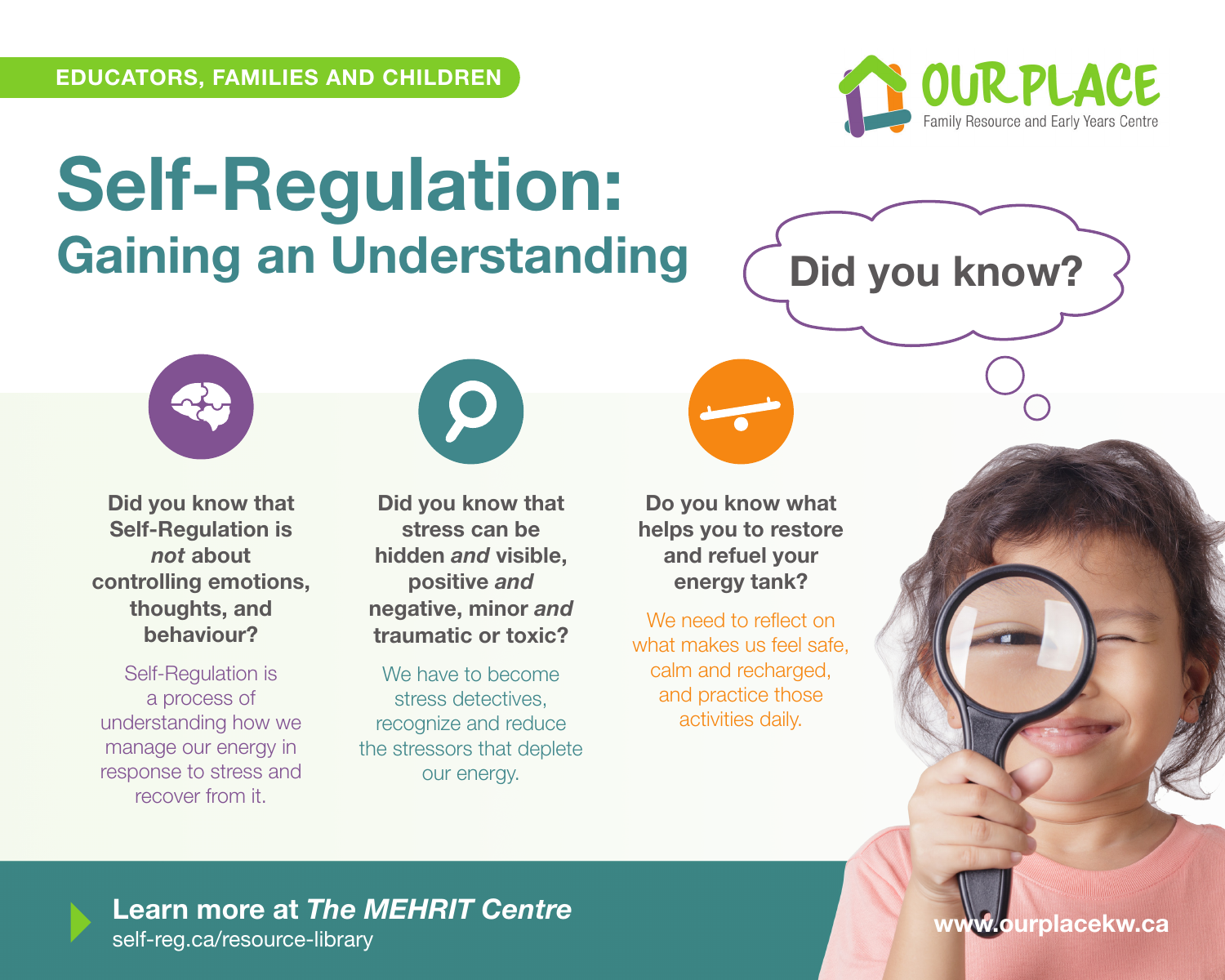EDUCATORS, FAMILIES AND CHILDREN

OURPLACE
Family Resource and Early Years Centre

# Self-Regulation:
## Gaining an Understanding

Did you know?

**Did you know that Self-Regulation is *not* about controlling emotions, thoughts, and behaviour?**

Self-Regulation is a process of understanding how we manage our energy in response to stress and recover from it.

**Did you know that stress can be hidden *and* visible, positive *and* negative, minor *and* traumatic or toxic?**

We have to become stress detectives, recognize and reduce the stressors that deplete our energy.

**Do you know what helps you to restore and refuel your energy tank?**

We need to reflect on what makes us feel safe, calm and recharged, and practice those activities daily.

**Learn more at *The MEHRIT Centre***
self-reg.ca/resource-library

**www.ourplacekw.ca**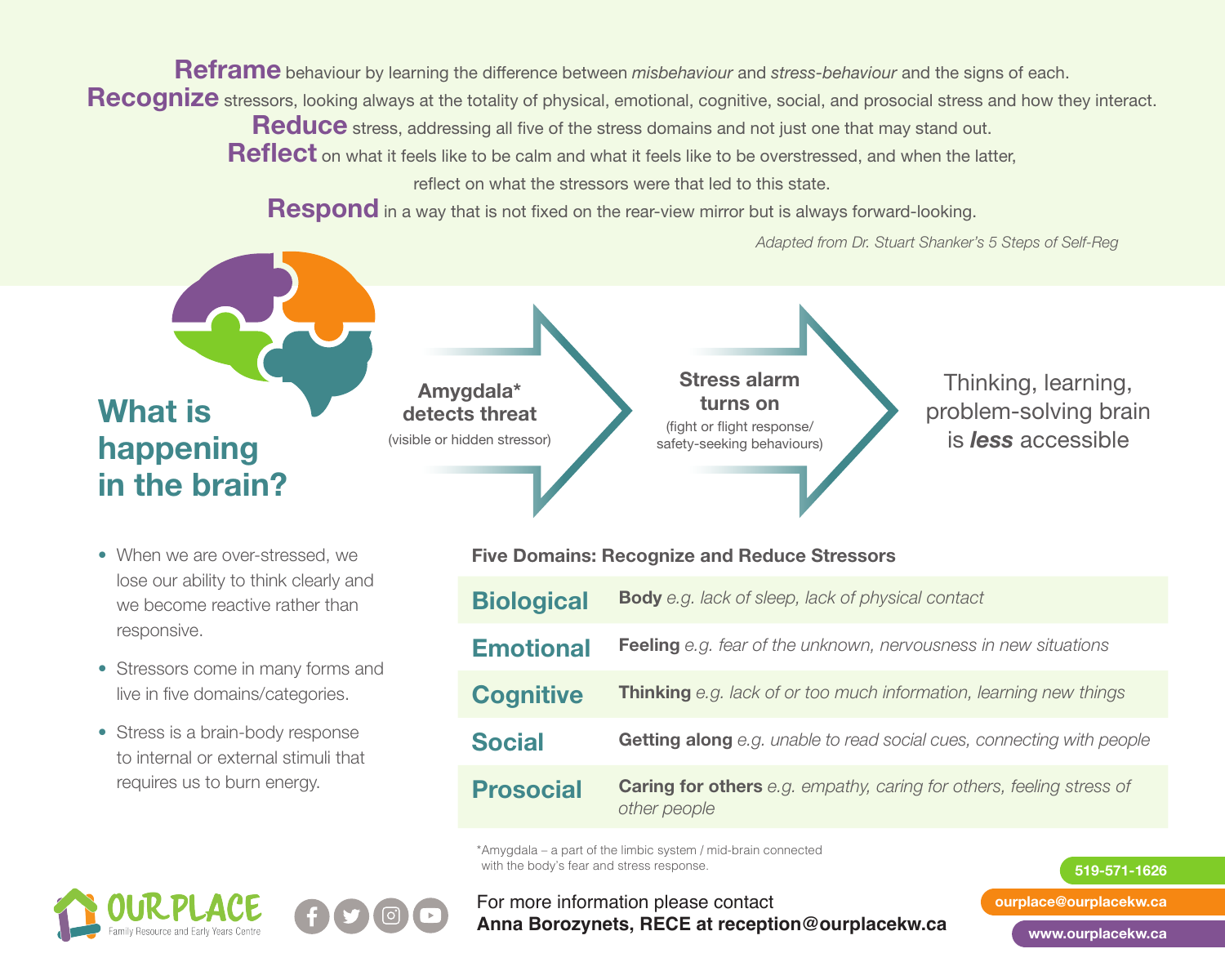**Reframe** behaviour by learning the difference between *misbehaviour* and *stress-behaviour* and the signs of each.

**Recognize** stressors, looking always at the totality of physical, emotional, cognitive, social, and prosocial stress and how they interact.

**Reduce** stress, addressing all five of the stress domains and not just one that may stand out.

**Reflect** on what it feels like to be calm and what it feels like to be overstressed, and when the latter, reflect on what the stressors were that led to this state.

**Respond** in a way that is not fixed on the rear-view mirror but is always forward-looking.

*Adapted from Dr. Stuart Shanker's 5 Steps of Self-Reg*

## What is happening in the brain?

**Amygdala\* detects threat**
(visible or hidden stressor)

**Stress alarm turns on**
(fight or flight response/ safety-seeking behaviours)

Thinking, learning, problem-solving brain is ***less*** accessible

- When we are over-stressed, we lose our ability to think clearly and we become reactive rather than responsive.
- Stressors come in many forms and live in five domains/categories.
- Stress is a brain-body response to internal or external stimuli that requires us to burn energy.

### Five Domains: Recognize and Reduce Stressors

| | |
|---|---|
| **Biological** | **Body** *e.g. lack of sleep, lack of physical contact* |
| **Emotional** | **Feeling** *e.g. fear of the unknown, nervousness in new situations* |
| **Cognitive** | **Thinking** *e.g. lack of or too much information, learning new things* |
| **Social** | **Getting along** *e.g. unable to read social cues, connecting with people* |
| **Prosocial** | **Caring for others** *e.g. empathy, caring for others, feeling stress of other people* |

\*Amygdala – a part of the limbic system / mid-brain connected with the body's fear and stress response.

OUR PLACE Family Resource and Early Years Centre

For more information please contact
**Anna Borozynets, RECE at reception@ourplacekw.ca**

519-571-1626
ourplace@ourplacekw.ca
www.ourplacekw.ca